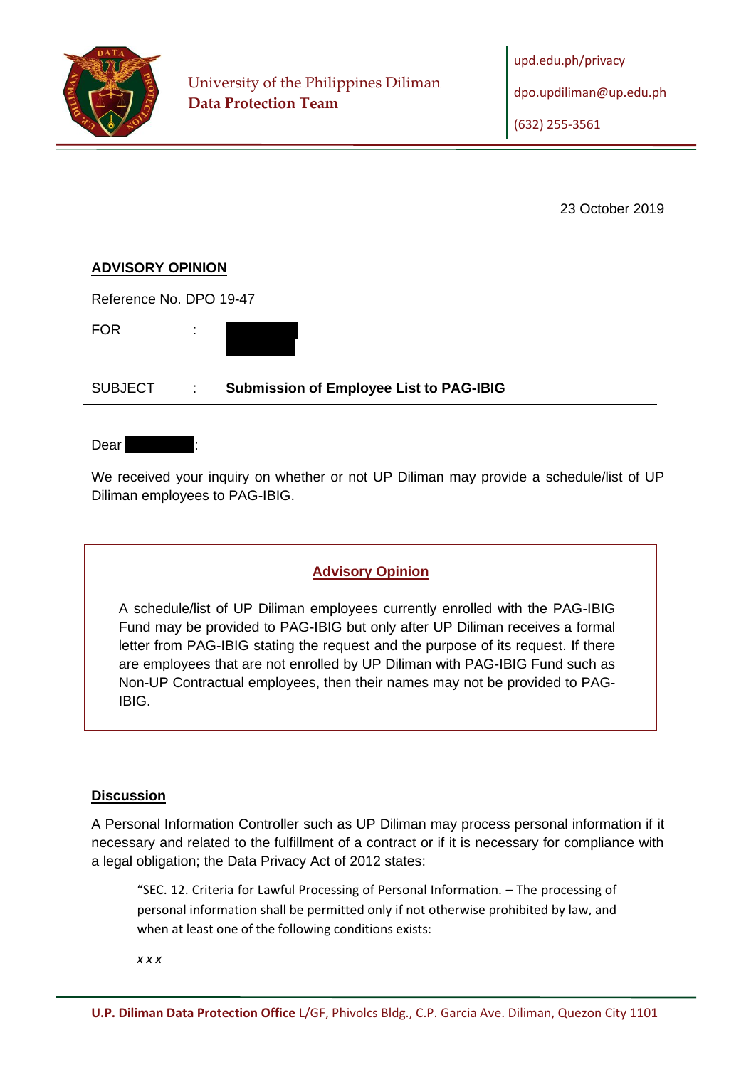University of the Philippines Diliman
**Data Protection Team**

upd.edu.ph/privacy
dpo.updiliman@up.edu.ph
(632) 255-3561

23 October 2019

**ADVISORY OPINION**

Reference No. DPO 19-47

FOR :

SUBJECT : **Submission of Employee List to PAG-IBIG**

Dear :

We received your inquiry on whether or not UP Diliman may provide a schedule/list of UP Diliman employees to PAG-IBIG.

## Advisory Opinion

A schedule/list of UP Diliman employees currently enrolled with the PAG-IBIG Fund may be provided to PAG-IBIG but only after UP Diliman receives a formal letter from PAG-IBIG stating the request and the purpose of its request. If there are employees that are not enrolled by UP Diliman with PAG-IBIG Fund such as Non-UP Contractual employees, then their names may not be provided to PAG-IBIG.

## Discussion

A Personal Information Controller such as UP Diliman may process personal information if it necessary and related to the fulfillment of a contract or if it is necessary for compliance with a legal obligation; the Data Privacy Act of 2012 states:

> "SEC. 12. Criteria for Lawful Processing of Personal Information. – The processing of personal information shall be permitted only if not otherwise prohibited by law, and when at least one of the following conditions exists:
>
> *x x x*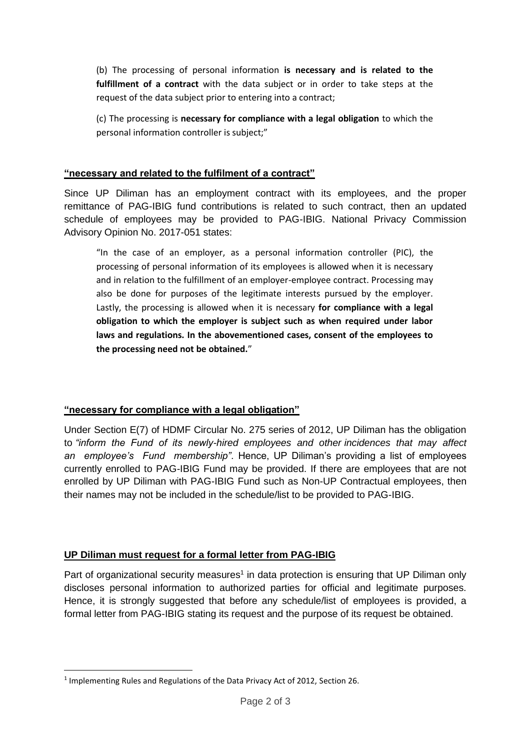> (b) The processing of personal information **is necessary and is related to the fulfillment of a contract** with the data subject or in order to take steps at the request of the data subject prior to entering into a contract;
>
> (c) The processing is **necessary for compliance with a legal obligation** to which the personal information controller is subject;"

**<u>"necessary and related to the fulfilment of a contract"</u>**

Since UP Diliman has an employment contract with its employees, and the proper remittance of PAG-IBIG fund contributions is related to such contract, then an updated schedule of employees may be provided to PAG-IBIG. National Privacy Commission Advisory Opinion No. 2017-051 states:

> "In the case of an employer, as a personal information controller (PIC), the processing of personal information of its employees is allowed when it is necessary and in relation to the fulfillment of an employer-employee contract. Processing may also be done for purposes of the legitimate interests pursued by the employer. Lastly, the processing is allowed when it is necessary **for compliance with a legal obligation to which the employer is subject such as when required under labor laws and regulations. In the abovementioned cases, consent of the employees to the processing need not be obtained.**"

**<u>"necessary for compliance with a legal obligation"</u>**

Under Section E(7) of HDMF Circular No. 275 series of 2012, UP Diliman has the obligation to *"inform the Fund of its newly-hired employees and other incidences that may affect an employee's Fund membership"*. Hence, UP Diliman's providing a list of employees currently enrolled to PAG-IBIG Fund may be provided. If there are employees that are not enrolled by UP Diliman with PAG-IBIG Fund such as Non-UP Contractual employees, then their names may not be included in the schedule/list to be provided to PAG-IBIG.

**<u>UP Diliman must request for a formal letter from PAG-IBIG</u>**

Part of organizational security measures[1] in data protection is ensuring that UP Diliman only discloses personal information to authorized parties for official and legitimate purposes. Hence, it is strongly suggested that before any schedule/list of employees is provided, a formal letter from PAG-IBIG stating its request and the purpose of its request be obtained.

---

[1] Implementing Rules and Regulations of the Data Privacy Act of 2012, Section 26.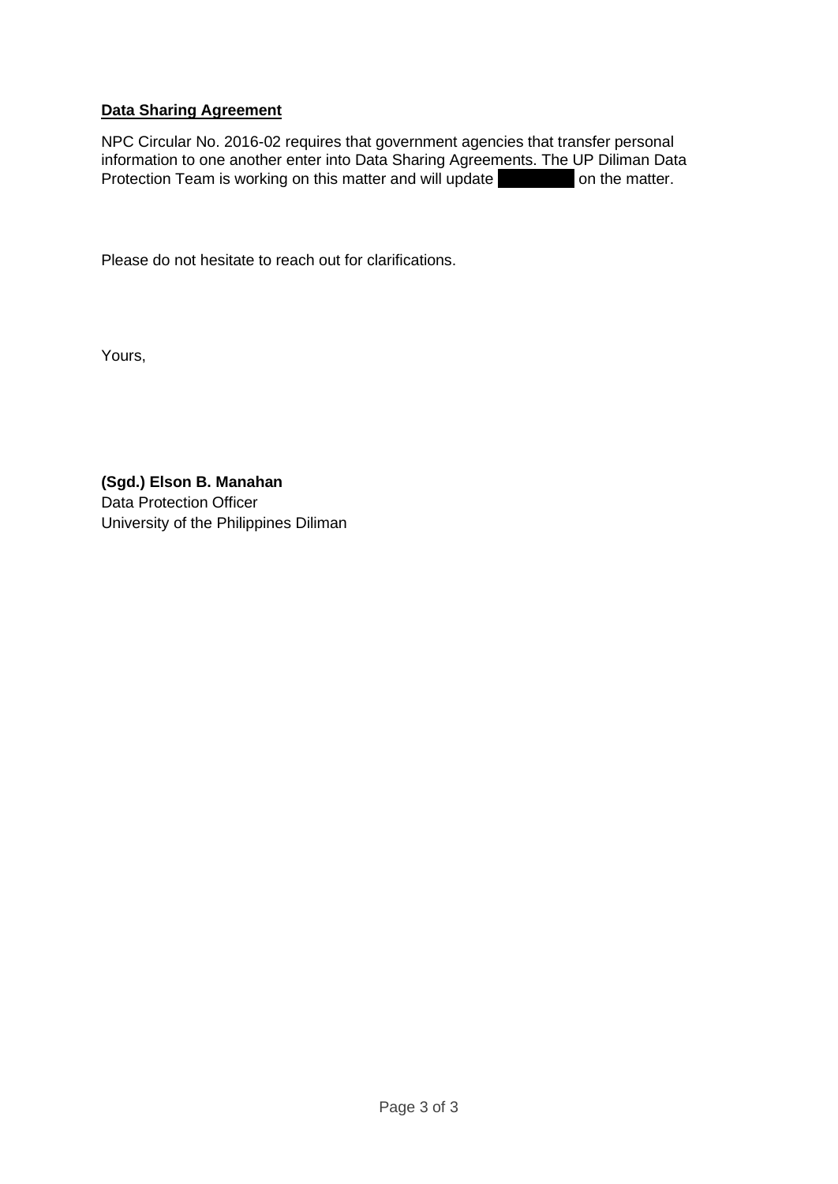**Data Sharing Agreement**

NPC Circular No. 2016-02 requires that government agencies that transfer personal information to one another enter into Data Sharing Agreements. The UP Diliman Data Protection Team is working on this matter and will update [REDACTED] on the matter.

Please do not hesitate to reach out for clarifications.

Yours,

**(Sgd.) Elson B. Manahan**
Data Protection Officer
University of the Philippines Diliman